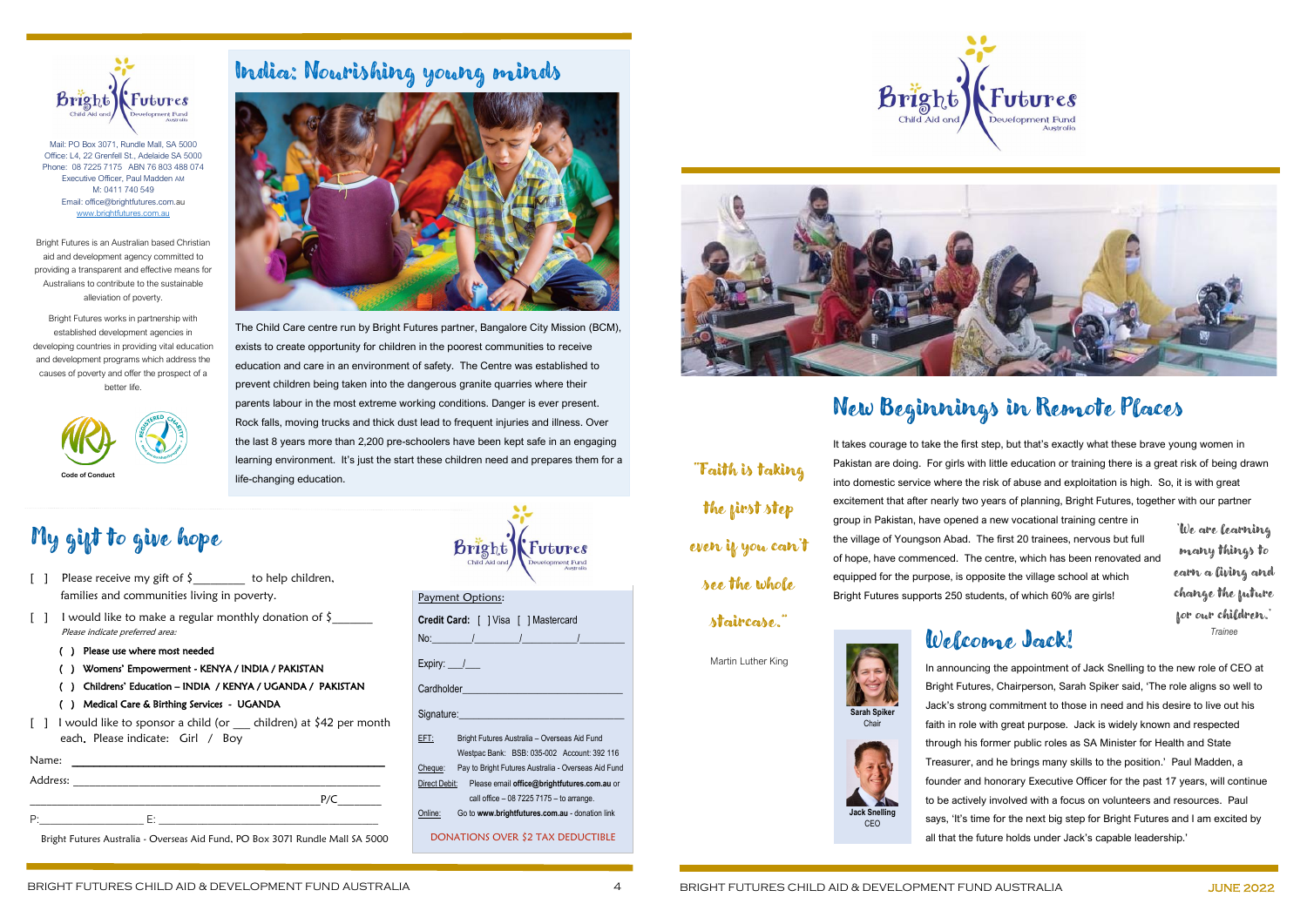Mail: PO Box 3071, Rundle Mall, SA 5000
Office: L4, 22 Grenfell St., Adelaide SA 5000
Phone: 08 7225 7175 ABN 76 803 488 074
Executive Officer, Paul Madden AM
M: 0411 740 549
Email: office@brightfutures.com.au
www.brightfutures.com.au

Bright Futures is an Australian based Christian aid and development agency committed to providing a transparent and effective means for Australians to contribute to the sustainable alleviation of poverty.

Bright Futures works in partnership with established development agencies in developing countries in providing vital education and development programs which address the causes of poverty and offer the prospect of a better life.

Code of Conduct

# India: Nourishing young minds

The Child Care centre run by Bright Futures partner, Bangalore City Mission (BCM), exists to create opportunity for children in the poorest communities to receive education and care in an environment of safety. The Centre was established to prevent children being taken into the dangerous granite quarries where their parents labour in the most extreme working conditions. Danger is ever present. Rock falls, moving trucks and thick dust lead to frequent injuries and illness. Over the last 8 years more than 2,200 pre-schoolers have been kept safe in an engaging learning environment. It's just the start these children need and prepares them for a life-changing education.

# My gift to give hope

[ ] Please receive my gift of $_________ to help children, families and communities living in poverty.

[ ] I would like to make a regular monthly donation of $_______
*Please indicate preferred area:*

- ( ) Please use where most needed
- ( ) Womens' Empowerment - KENYA / INDIA / PAKISTAN
- ( ) Childrens' Education – INDIA / KENYA / UGANDA / PAKISTAN
- ( ) Medical Care & Birthing Services - UGANDA

[ ] I would like to sponsor a child (or ___ children) at $42 per month each. Please indicate: Girl / Boy

Name: ______________________________________________

Address: ____________________________________________

__________________________________________ P/C_______

P:_________________ E: _____________________________

Bright Futures Australia - Overseas Aid Fund. PO Box 3071 Rundle Mall SA 5000

Payment Options:

**Credit Card:** [ ] Visa [ ] Mastercard

No:_______/________/__________/________

Expiry: ___/___

Cardholder_____________________________

Signature:______________________________

EFT: Bright Futures Australia – Overseas Aid Fund
Westpac Bank: BSB: 035-002 Account: 392 116

Cheque: Pay to Bright Futures Australia - Overseas Aid Fund

Direct Debit: Please email **office@brightfutures.com.au** or call office – 08 7225 7175 – to arrange.

Online: Go to **www.brightfutures.com.au** - donation link

DONATIONS OVER $2 TAX DEDUCTIBLE

# New Beginnings in Remote Places

"Faith is taking the first step even if you can't see the whole staircase."

Martin Luther King

It takes courage to take the first step, but that's exactly what these brave young women in Pakistan are doing. For girls with little education or training there is a great risk of being drawn into domestic service where the risk of abuse and exploitation is high. So, it is with great excitement that after nearly two years of planning, Bright Futures, together with our partner group in Pakistan, have opened a new vocational training centre in the village of Youngson Abad. The first 20 trainees, nervous but full of hope, have commenced. The centre, which has been renovated and equipped for the purpose, is opposite the village school at which Bright Futures supports 250 students, of which 60% are girls!

'We are learning many things to earn a living and change the future for our children.'
*Trainee*

# Welcome Jack!

Sarah Spiker
Chair

Jack Snelling
CEO

In announcing the appointment of Jack Snelling to the new role of CEO at Bright Futures, Chairperson, Sarah Spiker said, 'The role aligns so well to Jack's strong commitment to those in need and his desire to live out his faith in role with great purpose. Jack is widely known and respected through his former public roles as SA Minister for Health and State Treasurer, and he brings many skills to the position.' Paul Madden, a founder and honorary Executive Officer for the past 17 years, will continue to be actively involved with a focus on volunteers and resources. Paul says, 'It's time for the next big step for Bright Futures and I am excited by all that the future holds under Jack's capable leadership.'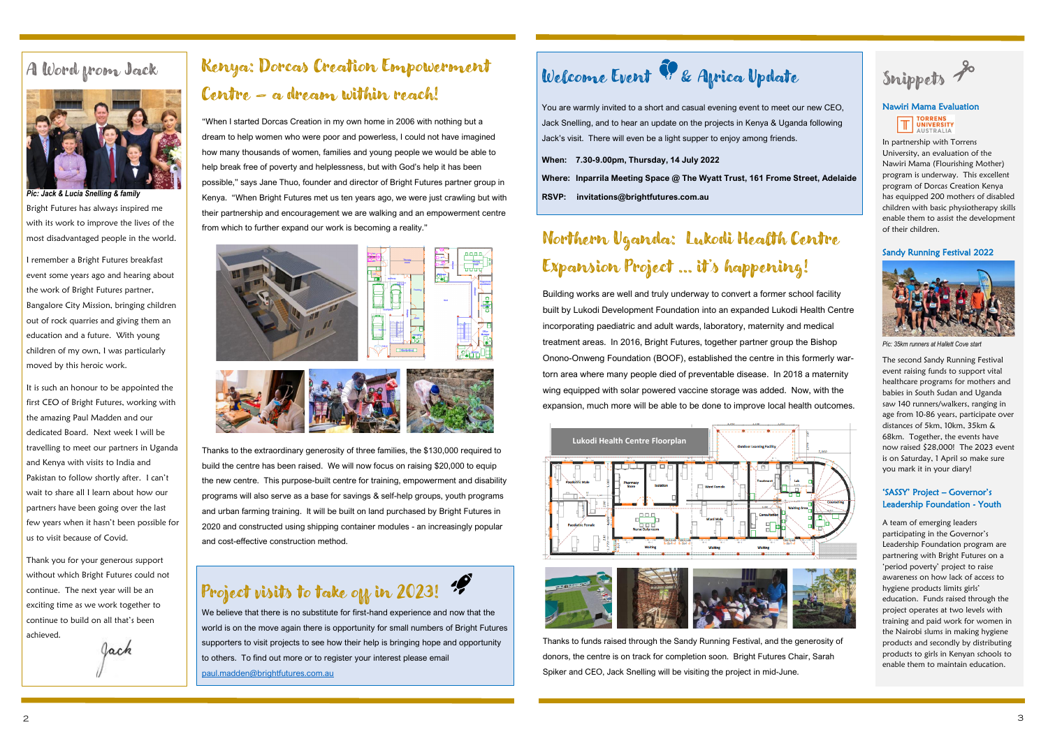## A Word from Jack

*Pic: Jack & Lucia Snelling & family*

Bright Futures has always inspired me with its work to improve the lives of the most disadvantaged people in the world.

I remember a Bright Futures breakfast event some years ago and hearing about the work of Bright Futures partner, Bangalore City Mission, bringing children out of rock quarries and giving them an education and a future. With young children of my own, I was particularly moved by this heroic work.

It is such an honour to be appointed the first CEO of Bright Futures, working with the amazing Paul Madden and our dedicated Board. Next week I will be travelling to meet our partners in Uganda and Kenya with visits to India and Pakistan to follow shortly after. I can't wait to share all I learn about how our partners have been going over the last few years when it hasn't been possible for us to visit because of Covid.

Thank you for your generous support without which Bright Futures could not continue. The next year will be an exciting time as we work together to continue to build on all that's been achieved.

Jack

## Kenya: Dorcas Creation Empowerment Centre – a dream within reach!

"When I started Dorcas Creation in my own home in 2006 with nothing but a dream to help women who were poor and powerless, I could not have imagined how many thousands of women, families and young people we would be able to help break free of poverty and helplessness, but with God's help it has been possible," says Jane Thuo, founder and director of Bright Futures partner group in Kenya. "When Bright Futures met us ten years ago, we were just crawling but with their partnership and encouragement we are walking and an empowerment centre from which to further expand our work is becoming a reality."

Thanks to the extraordinary generosity of three families, the $130,000 required to build the centre has been raised. We will now focus on raising $20,000 to equip the new centre. This purpose-built centre for training, empowerment and disability programs will also serve as a base for savings & self-help groups, youth programs and urban farming training. It will be built on land purchased by Bright Futures in 2020 and constructed using shipping container modules - an increasingly popular and cost-effective construction method.

## Project visits to take off in 2023!

We believe that there is no substitute for first-hand experience and now that the world is on the move again there is opportunity for small numbers of Bright Futures supporters to visit projects to see how their help is bringing hope and opportunity to others. To find out more or to register your interest please email paul.madden@brightfutures.com.au

## Welcome Event & Africa Update

You are warmly invited to a short and casual evening event to meet our new CEO, Jack Snelling, and to hear an update on the projects in Kenya & Uganda following Jack's visit. There will even be a light supper to enjoy among friends.

**When: 7.30-9.00pm, Thursday, 14 July 2022**

**Where: Inparrila Meeting Space @ The Wyatt Trust, 161 Frome Street, Adelaide**

**RSVP: invitations@brightfutures.com.au**

## Northern Uganda: Lukodi Health Centre Expansion Project ... it's happening!

Building works are well and truly underway to convert a former school facility built by Lukodi Development Foundation into an expanded Lukodi Health Centre incorporating paediatric and adult wards, laboratory, maternity and medical treatment areas. In 2016, Bright Futures, together partner group the Bishop Onono-Onweng Foundation (BOOF), established the centre in this formerly war-torn area where many people died of preventable disease. In 2018 a maternity wing equipped with solar powered vaccine storage was added. Now, with the expansion, much more will be able to be done to improve local health outcomes.

Lukodi Health Centre Floorplan

Thanks to funds raised through the Sandy Running Festival, and the generosity of donors, the centre is on track for completion soon. Bright Futures Chair, Sarah Spiker and CEO, Jack Snelling will be visiting the project in mid-June.

## Snippets

### Nawiri Mama Evaluation

TORRENS UNIVERSITY AUSTRALIA

In partnership with Torrens University, an evaluation of the Nawiri Mama (Flourishing Mother) program is underway. This excellent program of Dorcas Creation Kenya has equipped 200 mothers of disabled children with basic physiotherapy skills enable them to assist the development of their children.

### Sandy Running Festival 2022

*Pic: 35km runners at Hallett Cove start*

The second Sandy Running Festival event raising funds to support vital healthcare programs for mothers and babies in South Sudan and Uganda saw 140 runners/walkers, ranging in age from 10-86 years, participate over distances of 5km, 10km, 35km & 68km. Together, the events have now raised $28,000! The 2023 event is on Saturday, 1 April so make sure you mark it in your diary!

### 'SASSY' Project – Governor's Leadership Foundation - Youth

A team of emerging leaders participating in the Governor's Leadership Foundation program are partnering with Bright Futures on a 'period poverty' project to raise awareness on how lack of access to hygiene products limits girls' education. Funds raised through the project operates at two levels with training and paid work for women in the Nairobi slums in making hygiene products and secondly by distributing products to girls in Kenyan schools to enable them to maintain education.